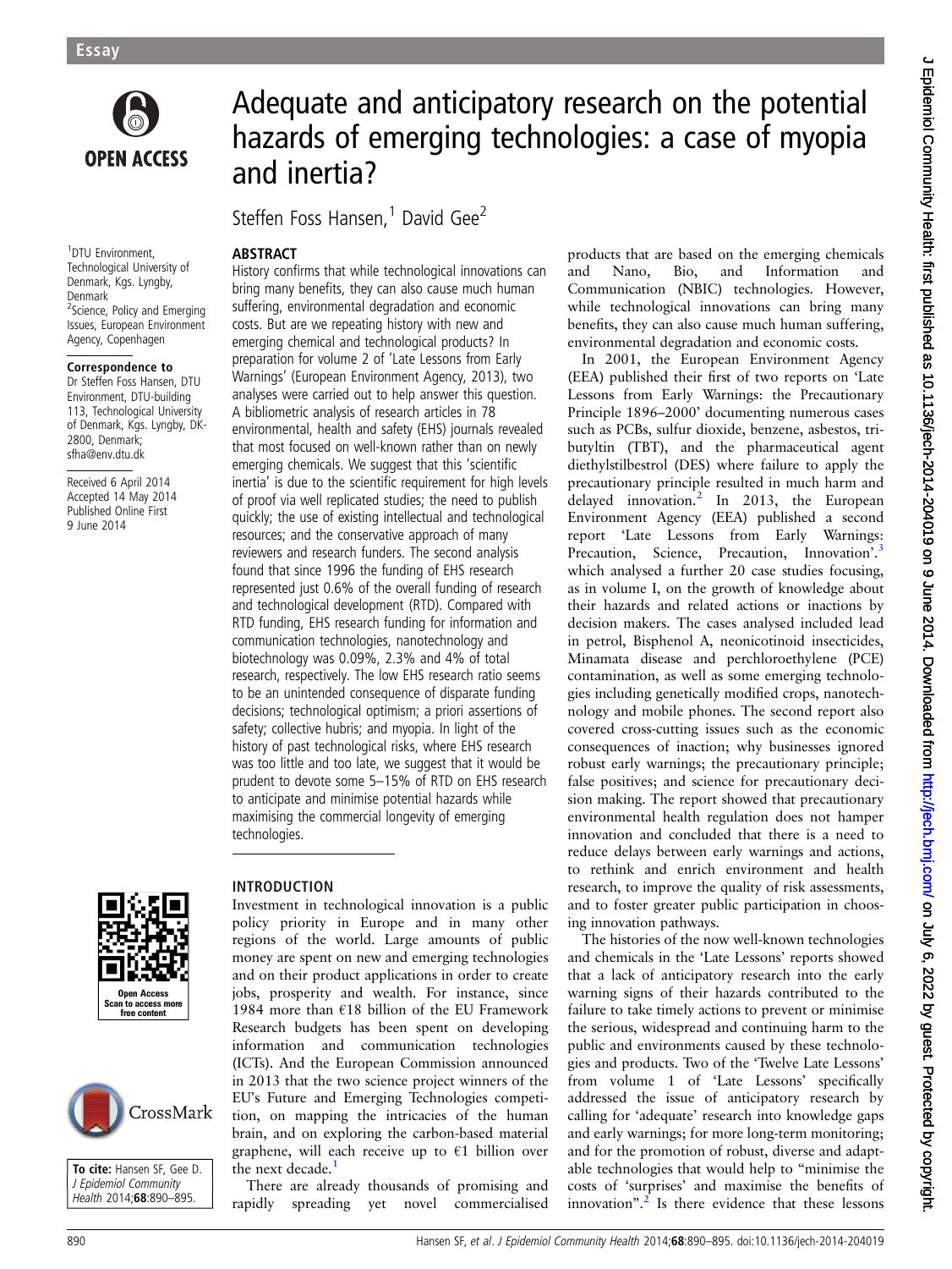Essay

# Adequate and anticipatory research on the potential hazards of emerging technologies: a case of myopia and inertia?

Steffen Foss Hansen,[1] David Gee[2]

[1]DTU Environment, Technological University of Denmark, Kgs. Lyngby, Denmark
[2]Science, Policy and Emerging Issues, European Environment Agency, Copenhagen

**Correspondence to**
Dr Steffen Foss Hansen, DTU Environment, DTU-building 113, Technological University of Denmark, Kgs. Lyngby, DK-2800, Denmark; sfha@env.dtu.dk

Received 6 April 2014
Accepted 14 May 2014
Published Online First 9 June 2014

**To cite:** Hansen SF, Gee D. *J Epidemiol Community Health* 2014;**68**:890–895.

## ABSTRACT

History confirms that while technological innovations can bring many benefits, they can also cause much human suffering, environmental degradation and economic costs. But are we repeating history with new and emerging chemical and technological products? In preparation for volume 2 of 'Late Lessons from Early Warnings' (European Environment Agency, 2013), two analyses were carried out to help answer this question. A bibliometric analysis of research articles in 78 environmental, health and safety (EHS) journals revealed that most focused on well-known rather than on newly emerging chemicals. We suggest that this 'scientific inertia' is due to the scientific requirement for high levels of proof via well replicated studies; the need to publish quickly; the use of existing intellectual and technological resources; and the conservative approach of many reviewers and research funders. The second analysis found that since 1996 the funding of EHS research represented just 0.6% of the overall funding of research and technological development (RTD). Compared with RTD funding, EHS research funding for information and communication technologies, nanotechnology and biotechnology was 0.09%, 2.3% and 4% of total research, respectively. The low EHS research ratio seems to be an unintended consequence of disparate funding decisions; technological optimism; a priori assertions of safety; collective hubris; and myopia. In light of the history of past technological risks, where EHS research was too little and too late, we suggest that it would be prudent to devote some 5–15% of RTD on EHS research to anticipate and minimise potential hazards while maximising the commercial longevity of emerging technologies.

## INTRODUCTION

Investment in technological innovation is a public policy priority in Europe and in many other regions of the world. Large amounts of public money are spent on new and emerging technologies and on their product applications in order to create jobs, prosperity and wealth. For instance, since 1984 more than €18 billion of the EU Framework Research budgets has been spent on developing information and communication technologies (ICTs). And the European Commission announced in 2013 that the two science project winners of the EU's Future and Emerging Technologies competition, on mapping the intricacies of the human brain, and on exploring the carbon-based material graphene, will each receive up to €1 billion over the next decade.[1]

There are already thousands of promising and rapidly spreading yet novel commercialised products that are based on the emerging chemicals and Nano, Bio, and Information and Communication (NBIC) technologies. However, while technological innovations can bring many benefits, they can also cause much human suffering, environmental degradation and economic costs.

In 2001, the European Environment Agency (EEA) published their first of two reports on 'Late Lessons from Early Warnings: the Precautionary Principle 1896–2000' documenting numerous cases such as PCBs, sulfur dioxide, benzene, asbestos, tributyltin (TBT), and the pharmaceutical agent diethylstilbestrol (DES) where failure to apply the precautionary principle resulted in much harm and delayed innovation.[2] In 2013, the European Environment Agency (EEA) published a second report 'Late Lessons from Early Warnings: Precaution, Science, Precaution, Innovation'.[3] which analysed a further 20 case studies focusing, as in volume I, on the growth of knowledge about their hazards and related actions or inactions by decision makers. The cases analysed included lead in petrol, Bisphenol A, neonicotinoid insecticides, Minamata disease and perchloroethylene (PCE) contamination, as well as some emerging technologies including genetically modified crops, nanotechnology and mobile phones. The report also covered cross-cutting issues such as the economic consequences of inaction; why businesses ignored robust early warnings; the precautionary principle; false positives; and science for precautionary decision making. The report showed that precautionary environmental health regulation does not hamper innovation and concluded that there is a need to reduce delays between early warnings and actions, to rethink and enrich environment and health research, to improve the quality of risk assessments, and to foster greater public participation in choosing innovation pathways.

The histories of the now well-known technologies and chemicals in the 'Late Lessons' reports showed that a lack of anticipatory research into the early warning signs of their hazards contributed to the failure to take timely actions to prevent or minimise the serious, widespread and continuing harm to the public and environments caused by these technologies and products. Two of the 'Twelve Late Lessons' from volume 1 of 'Late Lessons' specifically addressed the issue of anticipatory research by calling for 'adequate' research into knowledge gaps and early warnings; for more long-term monitoring; and for the promotion of robust, diverse and adaptable technologies that would help to "minimise the costs of 'surprises' and maximise the benefits of innovation".[2] Is there evidence that these lessons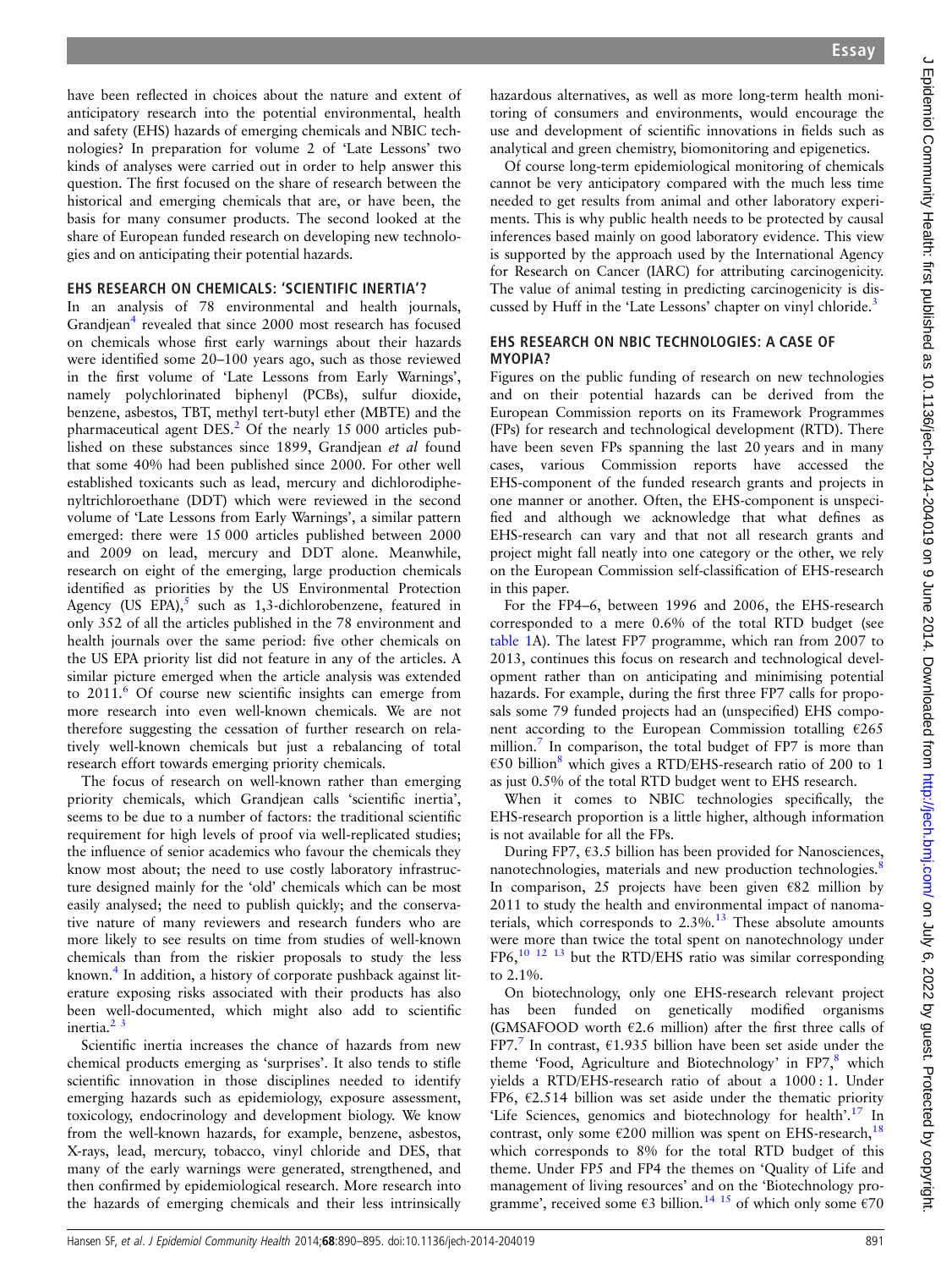have been reflected in choices about the nature and extent of anticipatory research into the potential environmental, health and safety (EHS) hazards of emerging chemicals and NBIC technologies? In preparation for volume 2 of 'Late Lessons' two kinds of analyses were carried out in order to help answer this question. The first focused on the share of research between the historical and emerging chemicals that are, or have been, the basis for many consumer products. The second looked at the share of European funded research on developing new technologies and on anticipating their potential hazards.

## EHS RESEARCH ON CHEMICALS: 'SCIENTIFIC INERTIA'?

In an analysis of 78 environmental and health journals, Grandjean[4] revealed that since 2000 most research has focused on chemicals whose first early warnings about their hazards were identified some 20–100 years ago, such as those reviewed in the first volume of 'Late Lessons from Early Warnings', namely polychlorinated biphenyl (PCBs), sulfur dioxide, benzene, asbestos, TBT, methyl tert-butyl ether (MBTE) and the pharmaceutical agent DES.[2] Of the nearly 15 000 articles published on these substances since 1899, Grandjean *et al* found that some 40% had been published since 2000. For other well established toxicants such as lead, mercury and dichlorodiphenyltrichloroethane (DDT) which were reviewed in the second volume of 'Late Lessons from Early Warnings', a similar pattern emerged: there were 15 000 articles published between 2000 and 2009 on lead, mercury and DDT alone. Meanwhile, research on eight of the emerging, large production chemicals identified as priorities by the US Environmental Protection Agency (US EPA),[5] such as 1,3-dichlorobenzene, featured in only 352 of all the articles published in the 78 environment and health journals over the same period: five other chemicals on the US EPA priority list did not feature in any of the articles. A similar picture emerged when the article analysis was extended to 2011.[6] Of course new scientific insights can emerge from more research into even well-known chemicals. We are not therefore suggesting the cessation of further research on relatively well-known chemicals but just a rebalancing of total research effort towards emerging priority chemicals.

The focus of research on well-known rather than emerging priority chemicals, which Grandjean calls 'scientific inertia', seems to be due to a number of factors: the traditional scientific requirement for high levels of proof via well-replicated studies; the influence of senior academics who favour the chemicals they know most about; the need to use costly laboratory infrastructure designed mainly for the 'old' chemicals which can be most easily analysed; the need to publish quickly; and the conservative nature of many reviewers and research funders who are more likely to see results on time from studies of well-known chemicals than from the riskier proposals to study the less known.[4] In addition, a history of corporate pushback against literature exposing risks associated with their products has also been well-documented, which might also add to scientific inertia.[2,3]

Scientific inertia increases the chance of hazards from new chemical products emerging as 'surprises'. It also tends to stifle scientific innovation in those disciplines needed to identify emerging hazards such as epidemiology, exposure assessment, toxicology, endocrinology and development biology. We know from the well-known hazards, for example, benzene, asbestos, X-rays, lead, mercury, tobacco, vinyl chloride and DES, that many of the early warnings were generated, strengthened, and then confirmed by epidemiological research. More research into the hazards of emerging chemicals and their less intrinsically hazardous alternatives, as well as more long-term health monitoring of consumers and environments, would encourage the use and development of scientific innovations in fields such as analytical and green chemistry, biomonitoring and epigenetics.

Of course long-term epidemiological monitoring of chemicals cannot be very anticipatory compared with the much less time needed to get results from animal and other laboratory experiments. This is why public health needs to be protected by causal inferences based mainly on good laboratory evidence. This view is supported by the approach used by the International Agency for Research on Cancer (IARC) for attributing carcinogenicity. The value of animal testing in predicting carcinogenicity is discussed by Huff in the 'Late Lessons' chapter on vinyl chloride.[3]

## EHS RESEARCH ON NBIC TECHNOLOGIES: A CASE OF MYOPIA?

Figures on the public funding of research on new technologies and on their potential hazards can be derived from the European Commission reports on its Framework Programmes (FPs) for research and technological development (RTD). There have been seven FPs spanning the last 20 years and in many cases, various Commission reports have accessed the EHS-component of the funded research grants and projects in one manner or another. Often, the EHS-component is unspecified and although we acknowledge that what defines as EHS-research can vary and that not all research grants and project might fall neatly into one category or the other, we rely on the European Commission self-classification of EHS-research in this paper.

For the FP4–6, between 1996 and 2006, the EHS-research corresponded to a mere 0.6% of the total RTD budget (see table 1A). The latest FP7 programme, which ran from 2007 to 2013, continues this focus on research and technological development rather than on anticipating and minimising potential hazards. For example, during the first three FP7 calls for proposals some 79 funded projects had an (unspecified) EHS component according to the European Commission totalling €265 million.[7] In comparison, the total budget of FP7 is more than €50 billion[8] which gives a RTD/EHS-research ratio of 200 to 1 as just 0.5% of the total RTD budget went to EHS research.

When it comes to NBIC technologies specifically, the EHS-research proportion is a little higher, although information is not available for all the FPs.

During FP7, €3.5 billion has been provided for Nanosciences, nanotechnologies, materials and new production technologies.[8] In comparison, 25 projects have been given €82 million by 2011 to study the health and environmental impact of nanomaterials, which corresponds to 2.3%.[13] These absolute amounts were more than twice the total spent on nanotechnology under FP6,[10,12,13] but the RTD/EHS ratio was similar corresponding to 2.1%.

On biotechnology, only one EHS-research relevant project has been funded on genetically modified organisms (GMSAFOOD worth €2.6 million) after the first three calls of FP7.[7] In contrast, €1.935 billion have been set aside under the theme 'Food, Agriculture and Biotechnology' in FP7,[8] which yields a RTD/EHS-research ratio of about a 1000 : 1. Under FP6, €2.514 billion was set aside under the thematic priority 'Life Sciences, genomics and biotechnology for health'.[17] In contrast, only some €200 million was spent on EHS-research,[18] which corresponds to 8% for the total RTD budget of this theme. Under FP5 and FP4 the themes on 'Quality of Life and management of living resources' and on the 'Biotechnology programme', received some €3 billion.[14,15] of which only some €70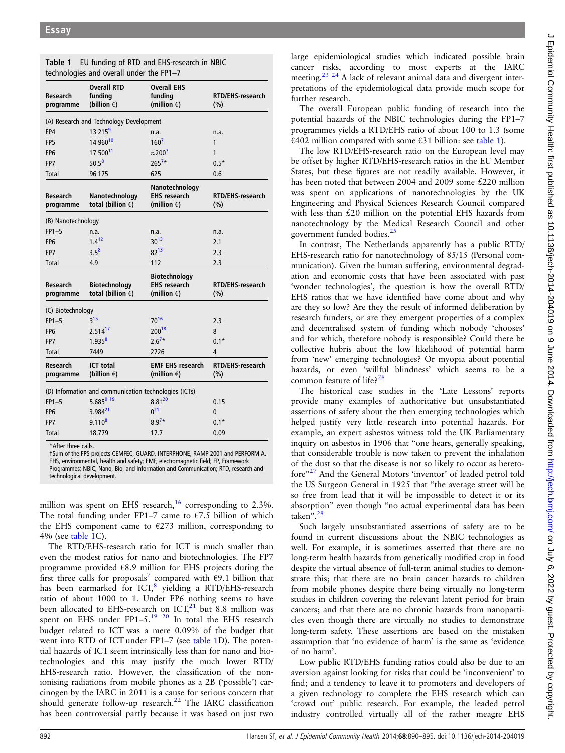**Table 1** EU funding of RTD and EHS-research in NBIC technologies and overall under the FP1–7

| Research programme | Overall RTD funding (billion €) | Overall EHS funding (million €) | RTD/EHS-research (%) |
|---|---|---|---|
| (A) Research and Technology Development | | | |
| FP4 | 13 215[9] | n.a. | n.a. |
| FP5 | 14 960[10] | 160[7] | 1 |
| FP6 | 17 500[11] | ≈200[7] | 1 |
| FP7 | 50.5[8] | 265[7]* | 0.5* |
| Total | 96 175 | 625 | 0.6 |
| **Research programme** | **Nanotechnology total (billion €)** | **Nanotechnology EHS research (million €)** | **RTD/EHS-research (%)** |
| (B) Nanotechnology | | | |
| FP1–5 | n.a. | n.a. | n.a. |
| FP6 | 1.4[12] | 30[13] | 2.1 |
| FP7 | 3.5[8] | 82[13] | 2.3 |
| Total | 4.9 | 112 | 2.3 |
| **Research programme** | **Biotechnology total (billion €)** | **Biotechnology EHS research (million €)** | **RTD/EHS-research (%)** |
| (C) Biotechnology | | | |
| FP1–5 | 3[15] | 70[16] | 2.3 |
| FP6 | 2.514[17] | 200[18] | 8 |
| FP7 | 1.935[8] | 2.6[7]* | 0.1* |
| Total | 7449 | 2726 | 4 |
| **Research programme** | **ICT total (billion €)** | **EMF EHS research (million €)** | **RTD/EHS-research (%)** |
| (D) Information and communication technologies (ICTs) | | | |
| FP1–5 | 5.685[9 19] | 8.8†[20] | 0.15 |
| FP6 | 3.984[21] | 0[21] | 0 |
| FP7 | 9.110[8] | 8.9[7]* | 0.1* |
| Total | 18.779 | 17.7 | 0.09 |

*After three calls.
†Sum of the FP5 projects CEMFEC, GUARD, INTERPHONE, RAMP 2001 and PERFORM A.
EHS, environmental, health and safety; EMF, electromagnetic field; FP, Framework Programmes; NBIC, Nano, Bio, and Information and Communication; RTD, research and technological development.

million was spent on EHS research,[16] corresponding to 2.3%. The total funding under FP1–7 came to €7.5 billion of which the EHS component came to €273 million, corresponding to 4% (see table 1C).

The RTD/EHS-research ratio for ICT is much smaller than even the modest ratios for nano and biotechnologies. The FP7 programme provided €8.9 million for EHS projects during the first three calls for proposals[7] compared with €9.1 billion that has been earmarked for ICT,[8] yielding a RTD/EHS-research ratio of about 1000 to 1. Under FP6 nothing seems to have been allocated to EHS-research on ICT,[21] but 8.8 million was spent on EHS under FP1–5.[19] [20] In total the EHS research budget related to ICT was a mere 0.09% of the budget that went into RTD of ICT under FP1–7 (see table 1D). The potential hazards of ICT seem intrinsically less than for nano and biotechnologies and this may justify the much lower RTD/EHS-research ratio. However, the classification of the non-ionising radiations from mobile phones as a 2B ('possible') carcinogen by the IARC in 2011 is a cause for serious concern that should generate follow-up research.[22] The IARC classification has been controversial partly because it was based on just two large epidemiological studies which indicated possible brain cancer risks, according to most experts at the IARC meeting.[23] [24] A lack of relevant animal data and divergent interpretations of the epidemiological data provide much scope for further research.

The overall European public funding of research into the potential hazards of the NBIC technologies during the FP1–7 programmes yields a RTD/EHS ratio of about 100 to 1.3 (some €402 million compared with some €31 billion: see table 1).

The low RTD/EHS-research ratio on the European level may be offset by higher RTD/EHS-research ratios in the EU Member States, but these figures are not readily available. However, it has been noted that between 2004 and 2009 some £220 million was spent on applications of nanotechnologies by the UK Engineering and Physical Sciences Research Council compared with less than £20 million on the potential EHS hazards from nanotechnology by the Medical Research Council and other government funded bodies.[25]

In contrast, The Netherlands apparently has a public RTD/EHS-research ratio for nanotechnology of 85/15 (Personal communication). Given the human suffering, environmental degradation and economic costs that have been associated with past 'wonder technologies', the question is how the overall RTD/EHS ratios that we have identified have come about and why are they so low? Are they the result of informed deliberation by research funders, or are they emergent properties of a complex and decentralised system of funding which nobody 'chooses' and for which, therefore nobody is responsible? Could there be collective hubris about the low likelihood of potential harm from 'new' emerging technologies? Or myopia about potential hazards, or even 'willful blindness' which seems to be a common feature of life?[26]

The historical case studies in the 'Late Lessons' reports provide many examples of authoritative but unsubstantiated assertions of safety about the then emerging technologies which helped justify very little research into potential hazards. For example, an expert asbestos witness told the UK Parliamentary inquiry on asbestos in 1906 that "one hears, generally speaking, that considerable trouble is now taken to prevent the inhalation of the dust so that the disease is not so likely to occur as heretofore"[27] And the General Motors 'inventor' of leaded petrol told the US Surgeon General in 1925 that "the average street will be so free from lead that it will be impossible to detect it or its absorption" even though "no actual experimental data has been taken".[28]

Such largely unsubstantiated assertions of safety are to be found in current discussions about the NBIC technologies as well. For example, it is sometimes asserted that there are no long-term health hazards from genetically modified crop in food despite the virtual absence of full-term animal studies to demonstrate this; that there are no brain cancer hazards to children from mobile phones despite there being virtually no long-term studies in children covering the relevant latent period for brain cancers; and that there are no chronic hazards from nanoparticles even though there are virtually no studies to demonstrate long-term safety. These assertions are based on the mistaken assumption that 'no evidence of harm' is the same as 'evidence of no harm'.

Low public RTD/EHS funding ratios could also be due to an aversion against looking for risks that could be 'inconvenient' to find; and a tendency to leave it to promoters and developers of a given technology to complete the EHS research which can 'crowd out' public research. For example, the leaded petrol industry controlled virtually all of the rather meagre EHS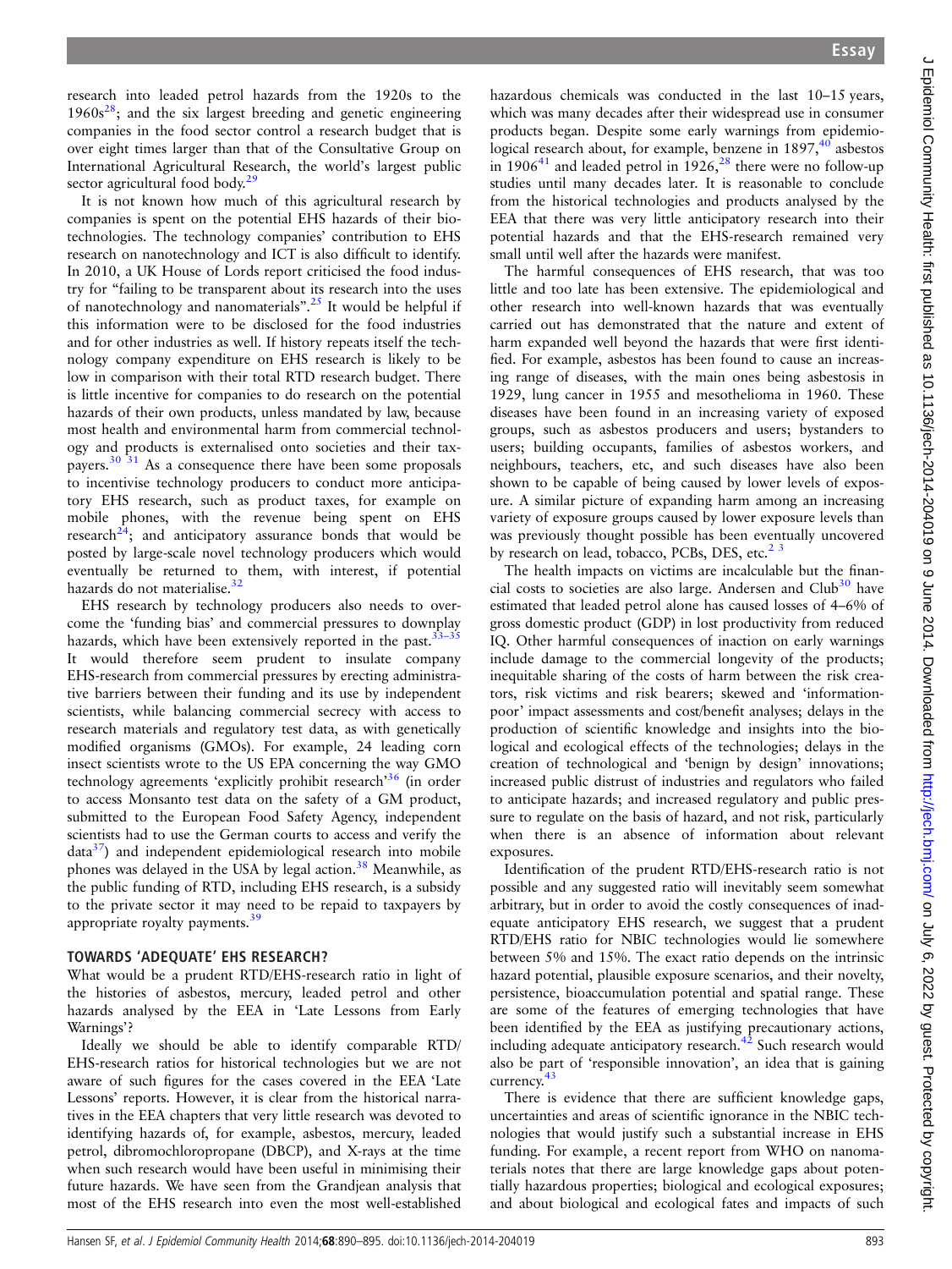research into leaded petrol hazards from the 1920s to the 1960s[28]; and the six largest breeding and genetic engineering companies in the food sector control a research budget that is over eight times larger than that of the Consultative Group on International Agricultural Research, the world's largest public sector agricultural food body.[29]

It is not known how much of this agricultural research by companies is spent on the potential EHS hazards of their biotechnologies. The technology companies' contribution to EHS research on nanotechnology and ICT is also difficult to identify. In 2010, a UK House of Lords report criticised the food industry for "failing to be transparent about its research into the uses of nanotechnology and nanomaterials".[25] It would be helpful if this information were to be disclosed for the food industries and for other industries as well. If history repeats itself the technology company expenditure on EHS research is likely to be low in comparison with their total RTD research budget. There is little incentive for companies to do research on the potential hazards of their own products, unless mandated by law, because most health and environmental harm from commercial technology and products is externalised onto societies and their taxpayers.[30 31] As a consequence there have been some proposals to incentivise technology producers to conduct more anticipatory EHS research, such as product taxes, for example on mobile phones, with the revenue being spent on EHS research[24]; and anticipatory assurance bonds that would be posted by large-scale novel technology producers which would eventually be returned to them, with interest, if potential hazards do not materialise.[32]

EHS research by technology producers also needs to overcome the 'funding bias' and commercial pressures to downplay hazards, which have been extensively reported in the past.[33–35] It would therefore seem prudent to insulate company EHS-research from commercial pressures by erecting administrative barriers between their funding and its use by independent scientists, while balancing commercial secrecy with access to research materials and regulatory test data, as with genetically modified organisms (GMOs). For example, 24 leading corn insect scientists wrote to the US EPA concerning the way GMO technology agreements 'explicitly prohibit research'[36] (in order to access Monsanto test data on the safety of a GM product, submitted to the European Food Safety Agency, independent scientists had to use the German courts to access and verify the data[37]) and independent epidemiological research into mobile phones was delayed in the USA by legal action.[38] Meanwhile, as the public funding of RTD, including EHS research, is a subsidy to the private sector it may need to be repaid to taxpayers by appropriate royalty payments.[39]

## TOWARDS 'ADEQUATE' EHS RESEARCH?

What would be a prudent RTD/EHS-research ratio in light of the histories of asbestos, mercury, leaded petrol and other hazards analysed by the EEA in 'Late Lessons from Early Warnings'?

Ideally we should be able to identify comparable RTD/EHS-research ratios for historical technologies but we are not aware of such figures for the cases covered in the EEA 'Late Lessons' reports. However, it is clear from the historical narratives in the EEA chapters that very little research was devoted to identifying hazards of, for example, asbestos, mercury, leaded petrol, dibromochloropropane (DBCP), and X-rays at the time when such research would have been useful in minimising their future hazards. We have seen from the Grandjean analysis that most of the EHS research into even the most well-established hazardous chemicals was conducted in the last 10–15 years, which was many decades after their widespread use in consumer products began. Despite some early warnings from epidemiological research about, for example, benzene in 1897,[40] asbestos in 1906[41] and leaded petrol in 1926,[28] there were no follow-up studies until many decades later. It is reasonable to conclude from the historical technologies and products analysed by the EEA that there was very little anticipatory research into their potential hazards and that the EHS-research remained very small until well after the hazards were manifest.

The harmful consequences of EHS research, that was too little and too late has been extensive. The epidemiological and other research into well-known hazards that was eventually carried out has demonstrated that the nature and extent of harm expanded well beyond the hazards that were first identified. For example, asbestos has been found to cause an increasing range of diseases, with the main ones being asbestosis in 1929, lung cancer in 1955 and mesothelioma in 1960. These diseases have been found in an increasing variety of exposed groups, such as asbestos producers and users; bystanders to users; building occupants, families of asbestos workers, and neighbours, teachers, etc, and such diseases have also been shown to be capable of being caused by lower levels of exposure. A similar picture of expanding harm among an increasing variety of exposure groups caused by lower exposure levels than was previously thought possible has been eventually uncovered by research on lead, tobacco, PCBs, DES, etc.[2 3]

The health impacts on victims are incalculable but the financial costs to societies are also large. Andersen and Club[30] have estimated that leaded petrol alone has caused losses of 4–6% of gross domestic product (GDP) in lost productivity from reduced IQ. Other harmful consequences of inaction on early warnings include damage to the commercial longevity of the products; inequitable sharing of the costs of harm between the risk creators, risk victims and risk bearers; skewed and 'information-poor' impact assessments and cost/benefit analyses; delays in the production of scientific knowledge and insights into the biological and ecological effects of the technologies; delays in the creation of technological and 'benign by design' innovations; increased public distrust of industries and regulators who failed to anticipate hazards; and increased regulatory and public pressure to regulate on the basis of hazard, and not risk, particularly when there is an absence of information about relevant exposures.

Identification of the prudent RTD/EHS-research ratio is not possible and any suggested ratio will inevitably seem somewhat arbitrary, but in order to avoid the costly consequences of inadequate anticipatory EHS research, we suggest that a prudent RTD/EHS ratio for NBIC technologies would lie somewhere between 5% and 15%. The exact ratio depends on the intrinsic hazard potential, plausible exposure scenarios, and their novelty, persistence, bioaccumulation potential and spatial range. These are some of the features of emerging technologies that have been identified by the EEA as justifying precautionary actions, including adequate anticipatory research.[42] Such research would also be part of 'responsible innovation', an idea that is gaining currency.[43]

There is evidence that there are sufficient knowledge gaps, uncertainties and areas of scientific ignorance in the NBIC technologies that would justify such a substantial increase in EHS funding. For example, a recent report from WHO on nanomaterials notes that there are large knowledge gaps about potentially hazardous properties; biological and ecological exposures; and about biological and ecological fates and impacts of such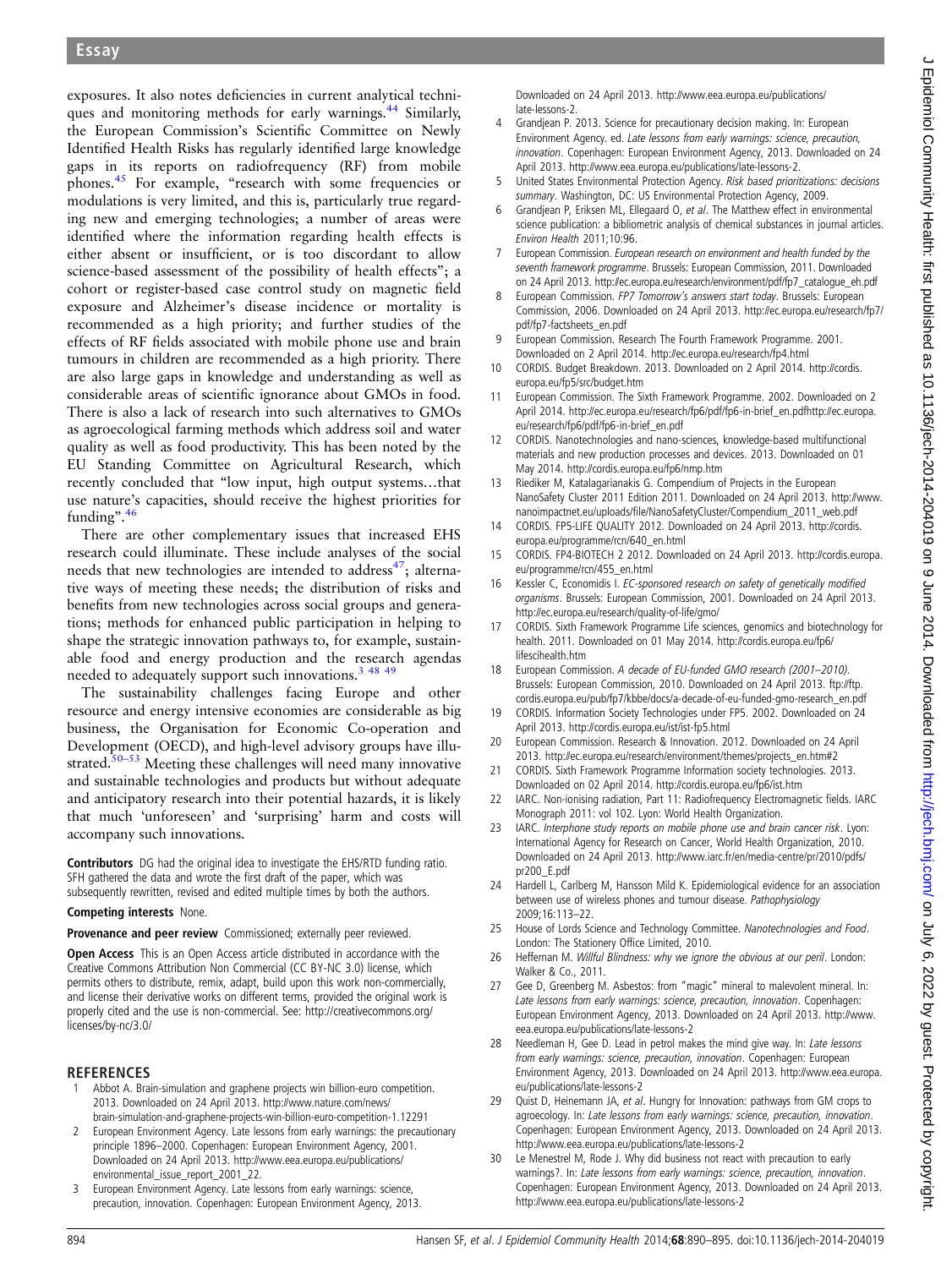exposures. It also notes deficiencies in current analytical techniques and monitoring methods for early warnings.[44] Similarly, the European Commission's Scientific Committee on Newly Identified Health Risks has regularly identified large knowledge gaps in its reports on radiofrequency (RF) from mobile phones.[45] For example, "research with some frequencies or modulations is very limited, and this is, particularly true regarding new and emerging technologies; a number of areas were identified where the information regarding health effects is either absent or insufficient, or is too discordant to allow science-based assessment of the possibility of health effects"; a cohort or register-based case control study on magnetic field exposure and Alzheimer's disease incidence or mortality is recommended as a high priority; and further studies of the effects of RF fields associated with mobile phone use and brain tumours in children are recommended as a high priority. There are also large gaps in knowledge and understanding as well as considerable areas of scientific ignorance about GMOs in food. There is also a lack of research into such alternatives to GMOs as agroecological farming methods which address soil and water quality as well as food productivity. This has been noted by the EU Standing Committee on Agricultural Research, which recently concluded that "low input, high output systems…that use nature's capacities, should receive the highest priorities for funding".[46]

There are other complementary issues that increased EHS research could illuminate. These include analyses of the social needs that new technologies are intended to address[47]; alternative ways of meeting these needs; the distribution of risks and benefits from new technologies across social groups and generations; methods for enhanced public participation in helping to shape the strategic innovation pathways to, for example, sustainable food and energy production and the research agendas needed to adequately support such innovations.[3 48 49]

The sustainability challenges facing Europe and other resource and energy intensive economies are considerable as big business, the Organisation for Economic Co-operation and Development (OECD), and high-level advisory groups have illustrated.[50–53] Meeting these challenges will need many innovative and sustainable technologies and products but without adequate and anticipatory research into their potential hazards, it is likely that much 'unforeseen' and 'surprising' harm and costs will accompany such innovations.

**Contributors** DG had the original idea to investigate the EHS/RTD funding ratio. SFH gathered the data and wrote the first draft of the paper, which was subsequently rewritten, revised and edited multiple times by both the authors.

**Competing interests** None.

**Provenance and peer review** Commissioned; externally peer reviewed.

**Open Access** This is an Open Access article distributed in accordance with the Creative Commons Attribution Non Commercial (CC BY-NC 3.0) license, which permits others to distribute, remix, adapt, build upon this work non-commercially, and license their derivative works on different terms, provided the original work is properly cited and the use is non-commercial. See: http://creativecommons.org/licenses/by-nc/3.0/

## REFERENCES

1. Abbot A. Brain-simulation and graphene projects win billion-euro competition. 2013. Downloaded on 24 April 2013. http://www.nature.com/news/brain-simulation-and-graphene-projects-win-billion-euro-competition-1.12291
2. European Environment Agency. Late lessons from early warnings: the precautionary principle 1896–2000. Copenhagen: European Environment Agency, 2001. Downloaded on 24 April 2013. http://www.eea.europa.eu/publications/environmental_issue_report_2001_22.
3. European Environment Agency. Late lessons from early warnings: science, precaution, innovation. Copenhagen: European Environment Agency, 2013. Downloaded on 24 April 2013. http://www.eea.europa.eu/publications/late-lessons-2.
4. Grandjean P. 2013. Science for precautionary decision making. In: European Environment Agency. ed. *Late lessons from early warnings: science, precaution, innovation*. Copenhagen: European Environment Agency, 2013. Downloaded on 24 April 2013. http://www.eea.europa.eu/publications/late-lessons-2.
5. United States Environmental Protection Agency. *Risk based prioritizations: decisions summary*. Washington, DC: US Environmental Protection Agency, 2009.
6. Grandjean P, Eriksen ML, Ellegaard O, *et al*. The Matthew effect in environmental science publication: a bibliometric analysis of chemical substances in journal articles. *Environ Health* 2011;10:96.
7. European Commission. *European research on environment and health funded by the seventh framework programme*. Brussels: European Commission, 2011. Downloaded on 24 April 2013. http://ec.europa.eu/research/environment/pdf/fp7_catalogue_eh.pdf
8. European Commission. *FP7 Tomorrow's answers start today*. Brussels: European Commission, 2006. Downloaded on 24 April 2013. http://ec.europa.eu/research/fp7/pdf/fp7-factsheets_en.pdf
9. European Commission. Research The Fourth Framework Programme. 2001. Downloaded on 2 April 2014. http://ec.europa.eu/research/fp4.html
10. CORDIS. Budget Breakdown. 2013. Downloaded on 2 April 2014. http://cordis.europa.eu/fp5/src/budget.htm
11. European Commission. The Sixth Framework Programme. 2002. Downloaded on 2 April 2014. http://ec.europa.eu/research/fp6/pdf/fp6-in-brief_en.pdfhttp://ec.europa.eu/research/fp6/pdf/fp6-in-brief_en.pdf
12. CORDIS. Nanotechnologies and nano-sciences, knowledge-based multifunctional materials and new production processes and devices. 2013. Downloaded on 01 May 2014. http://cordis.europa.eu/fp6/nmp.htm
13. Riediker M, Katalagarianakis G. Compendium of Projects in the European NanoSafety Cluster 2011 Edition 2011. Downloaded on 24 April 2013. http://www.nanoimpactnet.eu/uploads/file/NanoSafetyCluster/Compendium_2011_web.pdf
14. CORDIS. FP5-LIFE QUALITY 2012. Downloaded on 24 April 2013. http://cordis.europa.eu/programme/rcn/640_en.html
15. CORDIS. FP4-BIOTECH 2 2012. Downloaded on 24 April 2013. http://cordis.europa.eu/programme/rcn/455_en.html
16. Kessler C, Economidis I. *EC-sponsored research on safety of genetically modified organisms*. Brussels: European Commission, 2001. Downloaded on 24 April 2013. http://ec.europa.eu/research/quality-of-life/gmo/
17. CORDIS. Sixth Framework Programme Life sciences, genomics and biotechnology for health. 2011. Downloaded on 01 May 2014. http://cordis.europa.eu/fp6/lifescihealth.htm
18. European Commission. *A decade of EU-funded GMO research (2001–2010)*. Brussels: European Commission, 2010. Downloaded on 24 April 2013. ftp://ftp.cordis.europa.eu/pub/fp7/kbbe/docs/a-decade-of-eu-funded-gmo-research_en.pdf
19. CORDIS. Information Society Technologies under FP5. 2002. Downloaded on 24 April 2013. http://cordis.europa.eu/ist/ist-fp5.html
20. European Commission. Research & Innovation. 2012. Downloaded on 24 April 2013. http://ec.europa.eu/research/environment/themes/projects_en.htm#2
21. CORDIS. Sixth Framework Programme Information society technologies. 2013. Downloaded on 02 April 2014. http://cordis.europa.eu/fp6/ist.htm
22. IARC. Non-ionising radiation, Part 11: Radiofrequency Electromagnetic fields. IARC Monograph 2011: vol 102. Lyon: World Health Organization.
23. IARC. *Interphone study reports on mobile phone use and brain cancer risk*. Lyon: International Agency for Research on Cancer, World Health Organization, 2010. Downloaded on 24 April 2013. http://www.iarc.fr/en/media-centre/pr/2010/pdfs/pr200_E.pdf
24. Hardell L, Carlberg M, Hansson Mild K. Epidemiological evidence for an association between use of wireless phones and tumour disease. *Pathophysiology* 2009;16:113–22.
25. House of Lords Science and Technology Committee. *Nanotechnologies and Food*. London: The Stationery Office Limited, 2010.
26. Heffernan M. *Willful Blindness: why we ignore the obvious at our peril*. London: Walker & Co., 2011.
27. Gee D, Greenberg M. Asbestos: from "magic" mineral to malevolent mineral. In: *Late lessons from early warnings: science, precaution, innovation*. Copenhagen: European Environment Agency, 2013. Downloaded on 24 April 2013. http://www.eea.europa.eu/publications/late-lessons-2
28. Needleman H, Gee D. Lead in petrol makes the mind give way. In: *Late lessons from early warnings: science, precaution, innovation*. Copenhagen: European Environment Agency, 2013. Downloaded on 24 April 2013. http://www.eea.europa.eu/publications/late-lessons-2
29. Quist D, Heinemann JA, *et al*. Hungry for Innovation: pathways from GM crops to agroecology. In: *Late lessons from early warnings: science, precaution, innovation*. Copenhagen: European Environment Agency, 2013. Downloaded on 24 April 2013. http://www.eea.europa.eu/publications/late-lessons-2
30. Le Menestrel M, Rode J. Why did business not react with precaution to early warnings?. In: *Late lessons from early warnings: science, precaution, innovation*. Copenhagen: European Environment Agency, 2013. Downloaded on 24 April 2013. http://www.eea.europa.eu/publications/late-lessons-2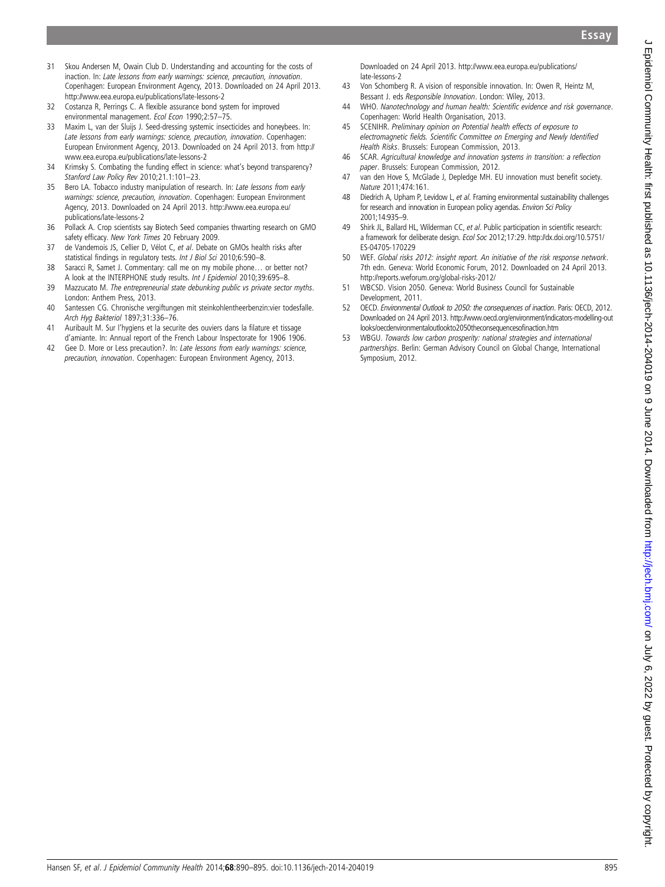31 Skou Andersen M, Owain Club D. Understanding and accounting for the costs of inaction. In: *Late lessons from early warnings: science, precaution, innovation*. Copenhagen: European Environment Agency, 2013. Downloaded on 24 April 2013. http://www.eea.europa.eu/publications/late-lessons-2
32 Costanza R, Perrings C. A flexible assurance bond system for improved environmental management. *Ecol Econ* 1990;2:57–75.
33 Maxim L, van der Sluijs J. Seed-dressing systemic insecticides and honeybees. In: *Late lessons from early warnings: science, precaution, innovation*. Copenhagen: European Environment Agency, 2013. Downloaded on 24 April 2013. from http://www.eea.europa.eu/publications/late-lessons-2
34 Krimsky S. Combating the funding effect in science: what's beyond transparency? *Stanford Law Policy Rev* 2010;21.1:101–23.
35 Bero LA. Tobacco industry manipulation of research. In: *Late lessons from early warnings: science, precaution, innovation*. Copenhagen: European Environment Agency, 2013. Downloaded on 24 April 2013. http://www.eea.europa.eu/publications/late-lessons-2
36 Pollack A. Crop scientists say Biotech Seed companies thwarting research on GMO safety efficacy. *New York Times* 20 February 2009.
37 de Vandemois JS, Cellier D, Vélot C, *et al*. Debate on GMOs health risks after statistical findings in regulatory tests. *Int J Biol Sci* 2010;6:590–8.
38 Saracci R, Samet J. Commentary: call me on my mobile phone… or better not? A look at the INTERPHONE study results. *Int J Epidemiol* 2010;39:695–8.
39 Mazzucato M. *The entrepreneurial state debunking public vs private sector myths*. London: Anthem Press, 2013.
40 Santessen CG. Chronische vergiftungen mit steinkohlentheerbenzin:vier todesfalle. *Arch Hyg Bakteriol* 1897;31:336–76.
41 Auribault M. Sur l'hygiens et la securite des ouviers dans la filature et tissage d'amiante. In: Annual report of the French Labour Inspectorate for 1906 1906.
42 Gee D. More or Less precaution?. In: *Late lessons from early warnings: science, precaution, innovation*. Copenhagen: European Environment Agency, 2013. Downloaded on 24 April 2013. http://www.eea.europa.eu/publications/late-lessons-2
43 Von Schomberg R. A vision of responsible innovation. In: Owen R, Heintz M, Bessant J. eds *Responsible Innovation*. London: Wiley, 2013.
44 WHO. *Nanotechnology and human health: Scientific evidence and risk governance*. Copenhagen: World Health Organisation, 2013.
45 SCENIHR. *Preliminary opinion on Potential health effects of exposure to electromagnetic fields. Scientific Committee on Emerging and Newly Identified Health Risks*. Brussels: European Commission, 2013.
46 SCAR. *Agricultural knowledge and innovation systems in transition: a reflection paper*. Brussels: European Commission, 2012.
47 van den Hove S, McGlade J, Depledge MH. EU innovation must benefit society. *Nature* 2011;474:161.
48 Diedrich A, Upham P, Levidow L, *et al*. Framing environmental sustainability challenges for research and innovation in European policy agendas. *Environ Sci Policy* 2001;14:935–9.
49 Shirk JL, Ballard HL, Wilderman CC, *et al*. Public participation in scientific research: a framework for deliberate design. *Ecol Soc* 2012;17:29. http://dx.doi.org/10.5751/ES-04705-170229
50 WEF. *Global risks 2012: insight report. An initiative of the risk response network*. 7th edn. Geneva: World Economic Forum, 2012. Downloaded on 24 April 2013. http://reports.weforum.org/global-risks-2012/
51 WBCSD. Vision 2050. Geneva: World Business Council for Sustainable Development, 2011.
52 OECD. *Environmental Outlook to 2050: the consequences of inaction*. Paris: OECD, 2012. Downloaded on 24 April 2013. http://www.oecd.org/environment/indicators-modelling-outlooks/oecdenvironmentaloutlookto2050theconsequencesofinaction.htm
53 WBGU. *Towards low carbon prosperity: national strategies and international partnerships*. Berlin: German Advisory Council on Global Change, International Symposium, 2012.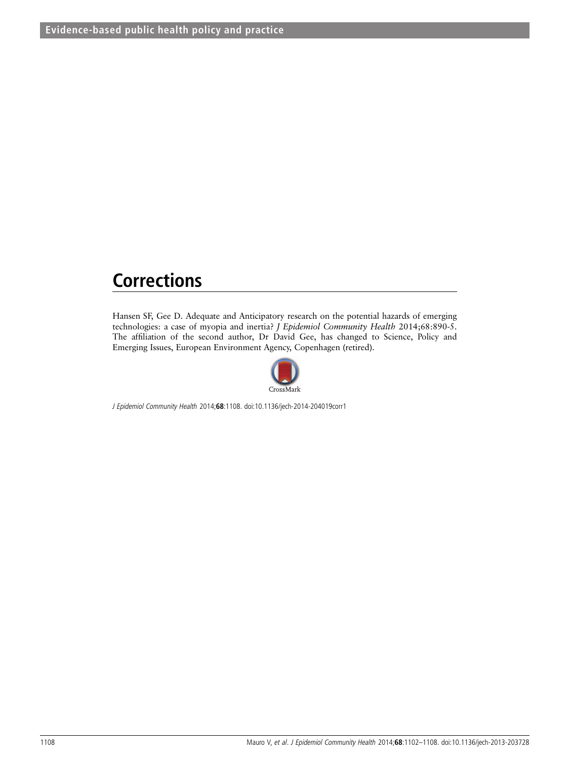# Corrections

Hansen SF, Gee D. Adequate and Anticipatory research on the potential hazards of emerging technologies: a case of myopia and inertia? *J Epidemiol Community Health* 2014;68:890-5. The affiliation of the second author, Dr David Gee, has changed to Science, Policy and Emerging Issues, European Environment Agency, Copenhagen (retired).

*J Epidemiol Community Health* 2014;**68**:1108. doi:10.1136/jech-2014-204019corr1